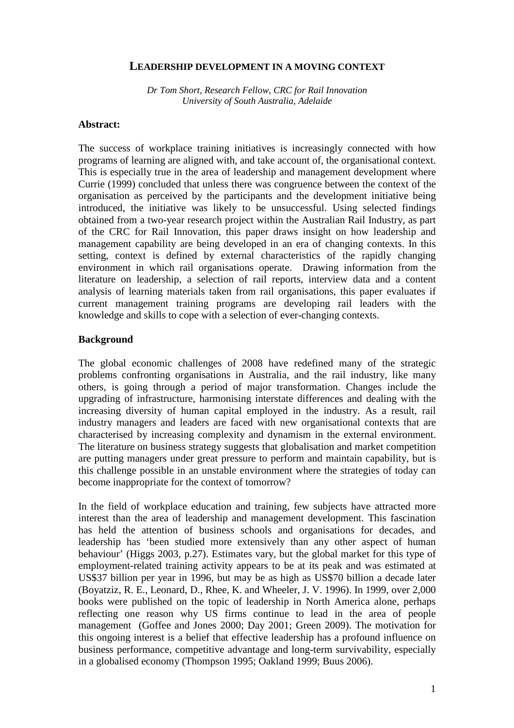# LEADERSHIP DEVELOPMENT IN A MOVING CONTEXT

*Dr Tom Short, Research Fellow, CRC for Rail Innovation*
*University of South Australia, Adelaide*

**Abstract:**

The success of workplace training initiatives is increasingly connected with how programs of learning are aligned with, and take account of, the organisational context. This is especially true in the area of leadership and management development where Currie (1999) concluded that unless there was congruence between the context of the organisation as perceived by the participants and the development initiative being introduced, the initiative was likely to be unsuccessful. Using selected findings obtained from a two-year research project within the Australian Rail Industry, as part of the CRC for Rail Innovation, this paper draws insight on how leadership and management capability are being developed in an era of changing contexts. In this setting, context is defined by external characteristics of the rapidly changing environment in which rail organisations operate. Drawing information from the literature on leadership, a selection of rail reports, interview data and a content analysis of learning materials taken from rail organisations, this paper evaluates if current management training programs are developing rail leaders with the knowledge and skills to cope with a selection of ever-changing contexts.

## Background

The global economic challenges of 2008 have redefined many of the strategic problems confronting organisations in Australia, and the rail industry, like many others, is going through a period of major transformation. Changes include the upgrading of infrastructure, harmonising interstate differences and dealing with the increasing diversity of human capital employed in the industry. As a result, rail industry managers and leaders are faced with new organisational contexts that are characterised by increasing complexity and dynamism in the external environment. The literature on business strategy suggests that globalisation and market competition are putting managers under great pressure to perform and maintain capability, but is this challenge possible in an unstable environment where the strategies of today can become inappropriate for the context of tomorrow?

In the field of workplace education and training, few subjects have attracted more interest than the area of leadership and management development. This fascination has held the attention of business schools and organisations for decades, and leadership has 'been studied more extensively than any other aspect of human behaviour' (Higgs 2003, p.27). Estimates vary, but the global market for this type of employment-related training activity appears to be at its peak and was estimated at US$37 billion per year in 1996, but may be as high as US$70 billion a decade later (Boyatziz, R. E., Leonard, D., Rhee, K. and Wheeler, J. V. 1996). In 1999, over 2,000 books were published on the topic of leadership in North America alone, perhaps reflecting one reason why US firms continue to lead in the area of people management (Goffee and Jones 2000; Day 2001; Green 2009). The motivation for this ongoing interest is a belief that effective leadership has a profound influence on business performance, competitive advantage and long-term survivability, especially in a globalised economy (Thompson 1995; Oakland 1999; Buus 2006).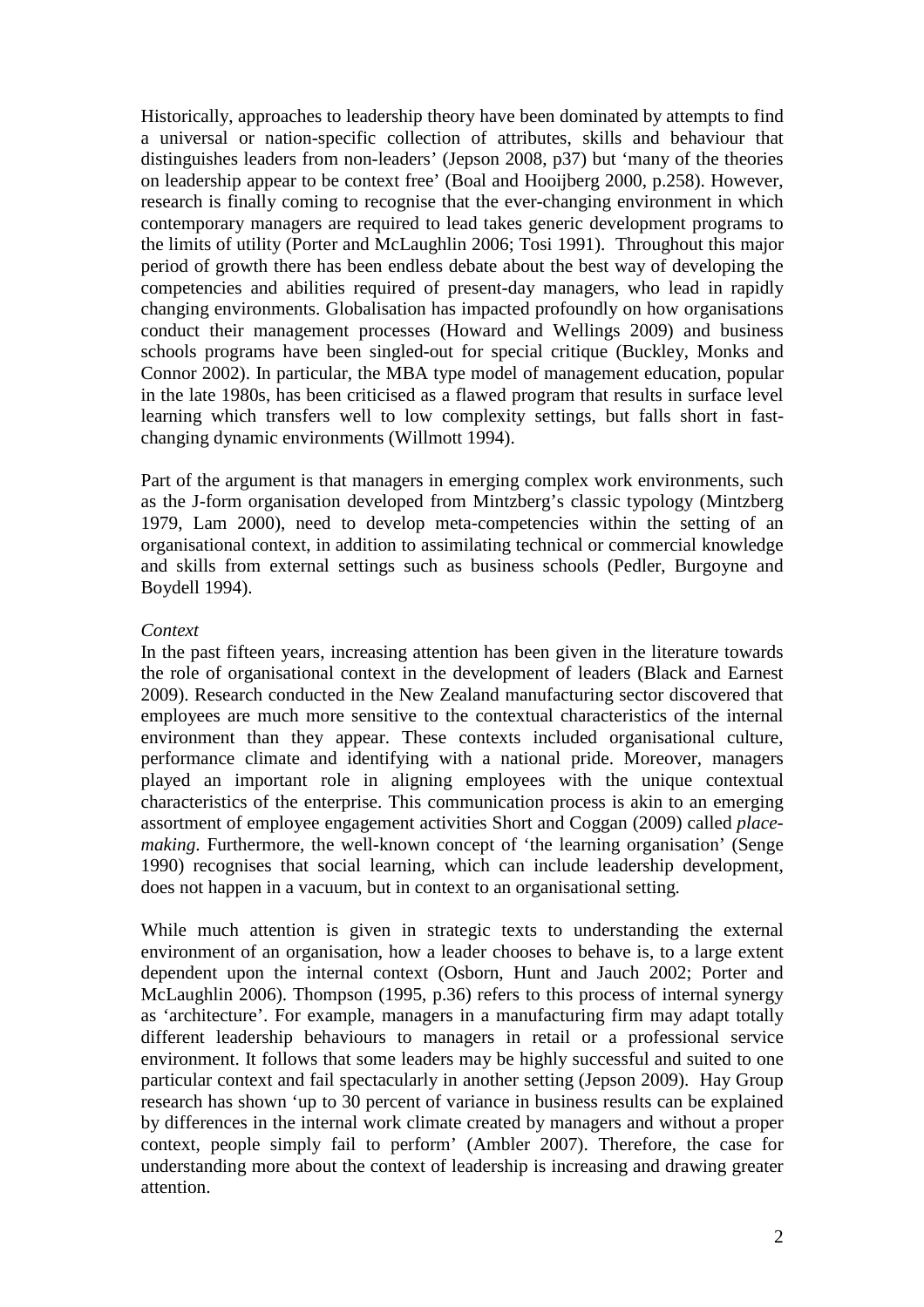Historically, approaches to leadership theory have been dominated by attempts to find a universal or nation-specific collection of attributes, skills and behaviour that distinguishes leaders from non-leaders' (Jepson 2008, p37) but 'many of the theories on leadership appear to be context free' (Boal and Hooijberg 2000, p.258). However, research is finally coming to recognise that the ever-changing environment in which contemporary managers are required to lead takes generic development programs to the limits of utility (Porter and McLaughlin 2006; Tosi 1991). Throughout this major period of growth there has been endless debate about the best way of developing the competencies and abilities required of present-day managers, who lead in rapidly changing environments. Globalisation has impacted profoundly on how organisations conduct their management processes (Howard and Wellings 2009) and business schools programs have been singled-out for special critique (Buckley, Monks and Connor 2002). In particular, the MBA type model of management education, popular in the late 1980s, has been criticised as a flawed program that results in surface level learning which transfers well to low complexity settings, but falls short in fast-changing dynamic environments (Willmott 1994).

Part of the argument is that managers in emerging complex work environments, such as the J-form organisation developed from Mintzberg's classic typology (Mintzberg 1979, Lam 2000), need to develop meta-competencies within the setting of an organisational context, in addition to assimilating technical or commercial knowledge and skills from external settings such as business schools (Pedler, Burgoyne and Boydell 1994).

*Context*

In the past fifteen years, increasing attention has been given in the literature towards the role of organisational context in the development of leaders (Black and Earnest 2009). Research conducted in the New Zealand manufacturing sector discovered that employees are much more sensitive to the contextual characteristics of the internal environment than they appear. These contexts included organisational culture, performance climate and identifying with a national pride. Moreover, managers played an important role in aligning employees with the unique contextual characteristics of the enterprise. This communication process is akin to an emerging assortment of employee engagement activities Short and Coggan (2009) called *place-making*. Furthermore, the well-known concept of 'the learning organisation' (Senge 1990) recognises that social learning, which can include leadership development, does not happen in a vacuum, but in context to an organisational setting.

While much attention is given in strategic texts to understanding the external environment of an organisation, how a leader chooses to behave is, to a large extent dependent upon the internal context (Osborn, Hunt and Jauch 2002; Porter and McLaughlin 2006). Thompson (1995, p.36) refers to this process of internal synergy as 'architecture'. For example, managers in a manufacturing firm may adapt totally different leadership behaviours to managers in retail or a professional service environment. It follows that some leaders may be highly successful and suited to one particular context and fail spectacularly in another setting (Jepson 2009). Hay Group research has shown 'up to 30 percent of variance in business results can be explained by differences in the internal work climate created by managers and without a proper context, people simply fail to perform' (Ambler 2007). Therefore, the case for understanding more about the context of leadership is increasing and drawing greater attention.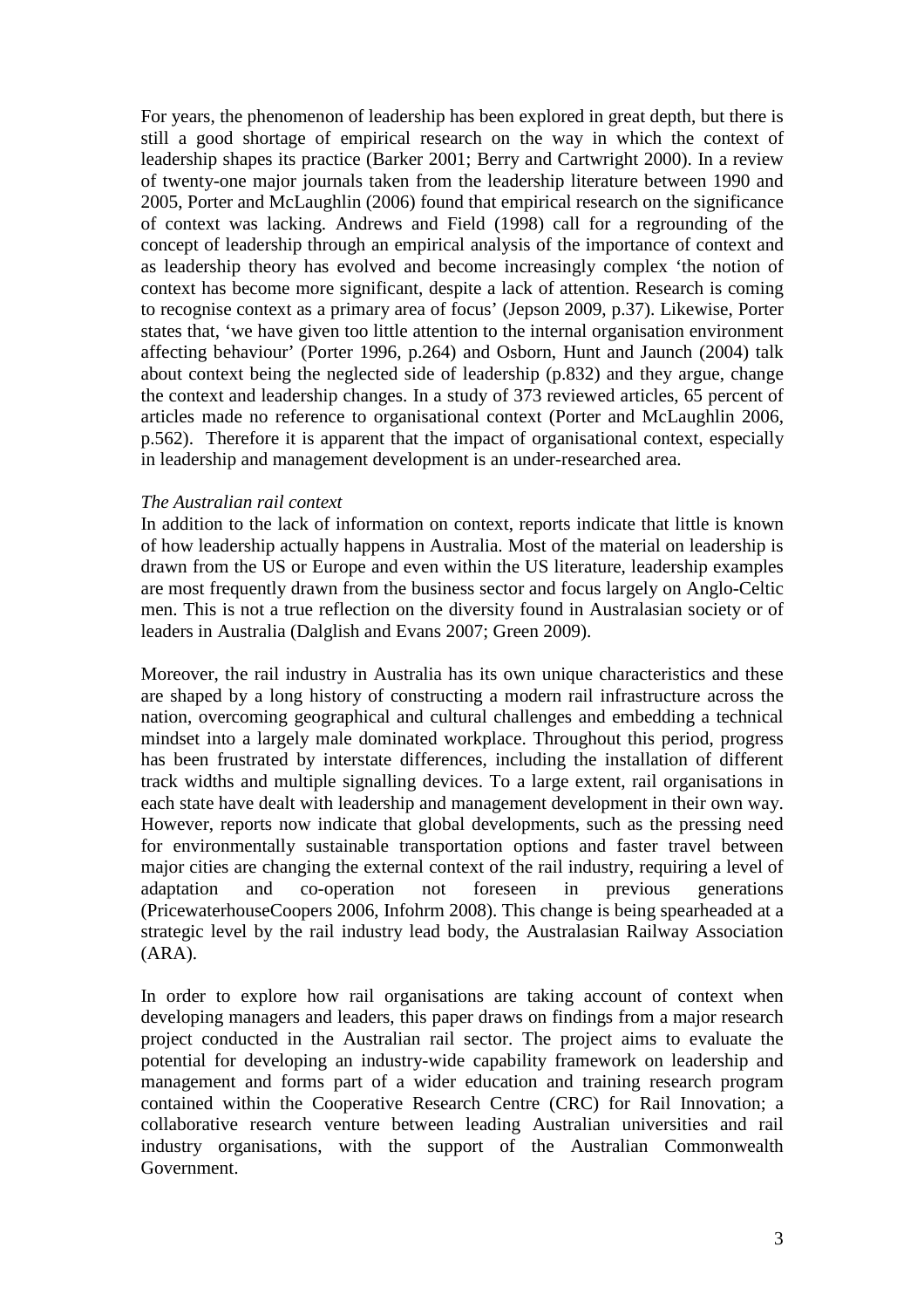For years, the phenomenon of leadership has been explored in great depth, but there is still a good shortage of empirical research on the way in which the context of leadership shapes its practice (Barker 2001; Berry and Cartwright 2000). In a review of twenty-one major journals taken from the leadership literature between 1990 and 2005, Porter and McLaughlin (2006) found that empirical research on the significance of context was lacking. Andrews and Field (1998) call for a regrounding of the concept of leadership through an empirical analysis of the importance of context and as leadership theory has evolved and become increasingly complex 'the notion of context has become more significant, despite a lack of attention. Research is coming to recognise context as a primary area of focus' (Jepson 2009, p.37). Likewise, Porter states that, 'we have given too little attention to the internal organisation environment affecting behaviour' (Porter 1996, p.264) and Osborn, Hunt and Jaunch (2004) talk about context being the neglected side of leadership (p.832) and they argue, change the context and leadership changes. In a study of 373 reviewed articles, 65 percent of articles made no reference to organisational context (Porter and McLaughlin 2006, p.562). Therefore it is apparent that the impact of organisational context, especially in leadership and management development is an under-researched area.

*The Australian rail context*

In addition to the lack of information on context, reports indicate that little is known of how leadership actually happens in Australia. Most of the material on leadership is drawn from the US or Europe and even within the US literature, leadership examples are most frequently drawn from the business sector and focus largely on Anglo-Celtic men. This is not a true reflection on the diversity found in Australasian society or of leaders in Australia (Dalglish and Evans 2007; Green 2009).

Moreover, the rail industry in Australia has its own unique characteristics and these are shaped by a long history of constructing a modern rail infrastructure across the nation, overcoming geographical and cultural challenges and embedding a technical mindset into a largely male dominated workplace. Throughout this period, progress has been frustrated by interstate differences, including the installation of different track widths and multiple signalling devices. To a large extent, rail organisations in each state have dealt with leadership and management development in their own way. However, reports now indicate that global developments, such as the pressing need for environmentally sustainable transportation options and faster travel between major cities are changing the external context of the rail industry, requiring a level of adaptation and co-operation not foreseen in previous generations (PricewaterhouseCoopers 2006, Infohrm 2008). This change is being spearheaded at a strategic level by the rail industry lead body, the Australasian Railway Association (ARA).

In order to explore how rail organisations are taking account of context when developing managers and leaders, this paper draws on findings from a major research project conducted in the Australian rail sector. The project aims to evaluate the potential for developing an industry-wide capability framework on leadership and management and forms part of a wider education and training research program contained within the Cooperative Research Centre (CRC) for Rail Innovation; a collaborative research venture between leading Australian universities and rail industry organisations, with the support of the Australian Commonwealth Government.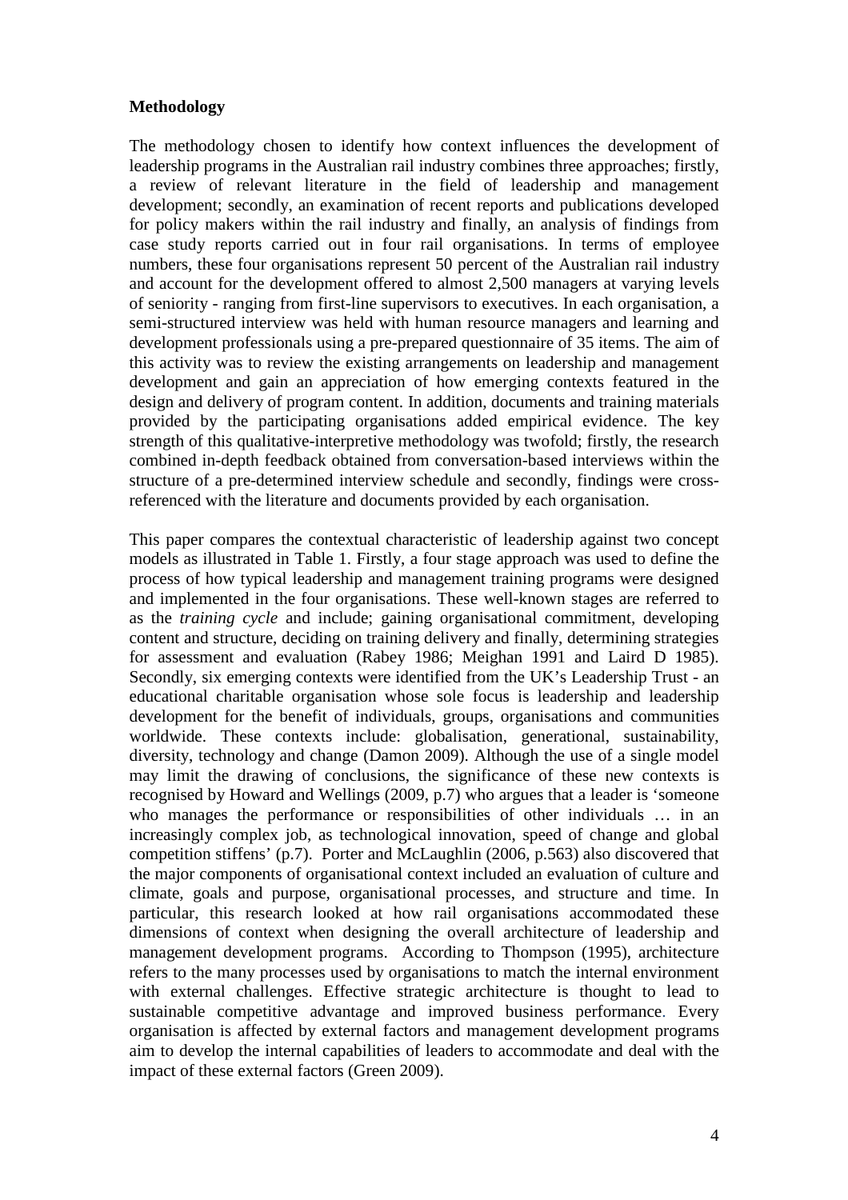## Methodology

The methodology chosen to identify how context influences the development of leadership programs in the Australian rail industry combines three approaches; firstly, a review of relevant literature in the field of leadership and management development; secondly, an examination of recent reports and publications developed for policy makers within the rail industry and finally, an analysis of findings from case study reports carried out in four rail organisations. In terms of employee numbers, these four organisations represent 50 percent of the Australian rail industry and account for the development offered to almost 2,500 managers at varying levels of seniority - ranging from first-line supervisors to executives. In each organisation, a semi-structured interview was held with human resource managers and learning and development professionals using a pre-prepared questionnaire of 35 items. The aim of this activity was to review the existing arrangements on leadership and management development and gain an appreciation of how emerging contexts featured in the design and delivery of program content. In addition, documents and training materials provided by the participating organisations added empirical evidence. The key strength of this qualitative-interpretive methodology was twofold; firstly, the research combined in-depth feedback obtained from conversation-based interviews within the structure of a pre-determined interview schedule and secondly, findings were cross-referenced with the literature and documents provided by each organisation.

This paper compares the contextual characteristic of leadership against two concept models as illustrated in Table 1. Firstly, a four stage approach was used to define the process of how typical leadership and management training programs were designed and implemented in the four organisations. These well-known stages are referred to as the *training cycle* and include; gaining organisational commitment, developing content and structure, deciding on training delivery and finally, determining strategies for assessment and evaluation (Rabey 1986; Meighan 1991 and Laird D 1985). Secondly, six emerging contexts were identified from the UK's Leadership Trust - an educational charitable organisation whose sole focus is leadership and leadership development for the benefit of individuals, groups, organisations and communities worldwide. These contexts include: globalisation, generational, sustainability, diversity, technology and change (Damon 2009). Although the use of a single model may limit the drawing of conclusions, the significance of these new contexts is recognised by Howard and Wellings (2009, p.7) who argues that a leader is 'someone who manages the performance or responsibilities of other individuals … in an increasingly complex job, as technological innovation, speed of change and global competition stiffens' (p.7). Porter and McLaughlin (2006, p.563) also discovered that the major components of organisational context included an evaluation of culture and climate, goals and purpose, organisational processes, and structure and time. In particular, this research looked at how rail organisations accommodated these dimensions of context when designing the overall architecture of leadership and management development programs. According to Thompson (1995), architecture refers to the many processes used by organisations to match the internal environment with external challenges. Effective strategic architecture is thought to lead to sustainable competitive advantage and improved business performance. Every organisation is affected by external factors and management development programs aim to develop the internal capabilities of leaders to accommodate and deal with the impact of these external factors (Green 2009).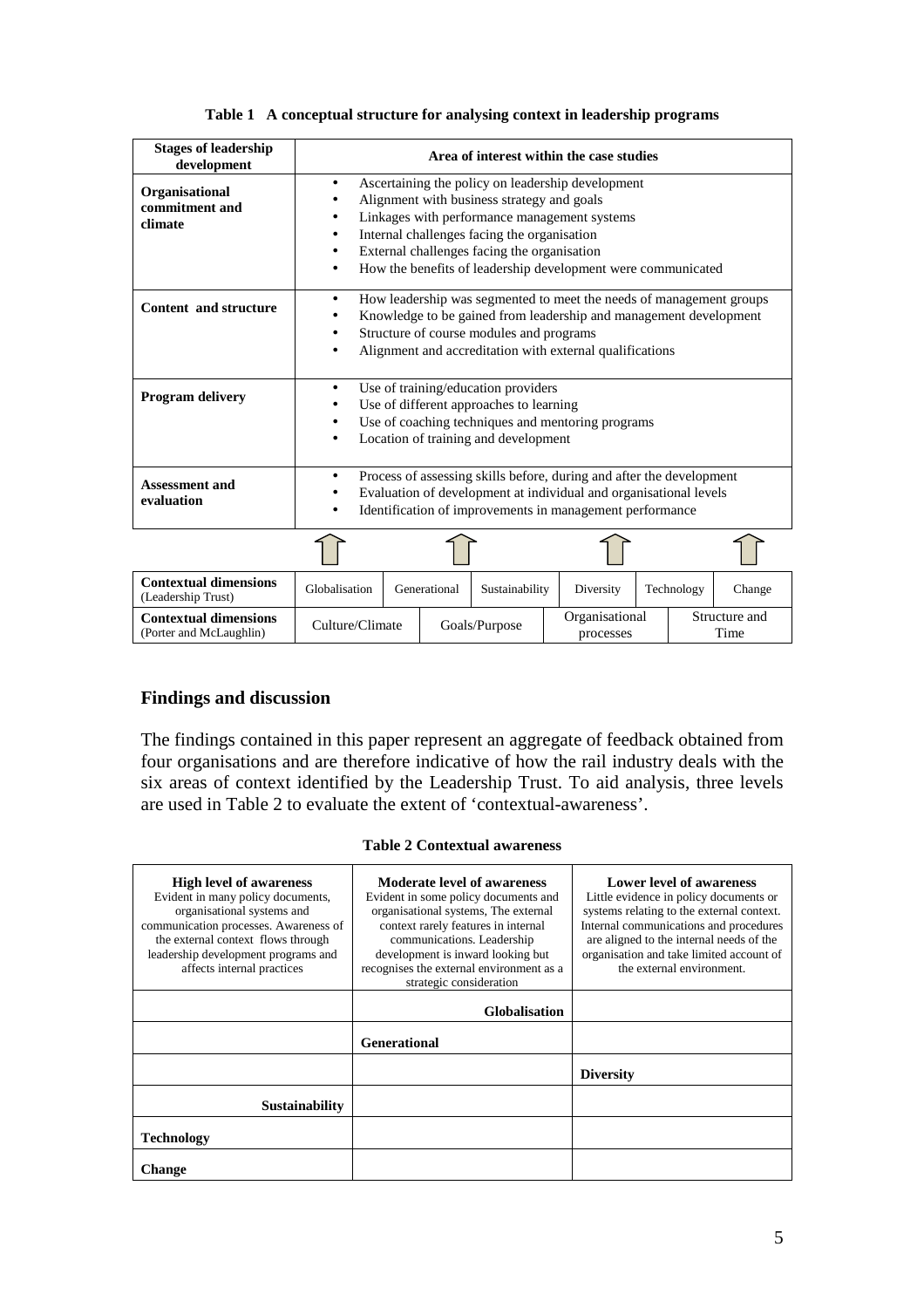**Table 1 A conceptual structure for analysing context in leadership programs**

| Stages of leadership development | Area of interest within the case studies |
|---|---|
| **Organisational commitment and climate** | • Ascertaining the policy on leadership development<br>• Alignment with business strategy and goals<br>• Linkages with performance management systems<br>• Internal challenges facing the organisation<br>• External challenges facing the organisation<br>• How the benefits of leadership development were communicated |
| **Content and structure** | • How leadership was segmented to meet the needs of management groups<br>• Knowledge to be gained from leadership and management development<br>• Structure of course modules and programs<br>• Alignment and accreditation with external qualifications |
| **Program delivery** | • Use of training/education providers<br>• Use of different approaches to learning<br>• Use of coaching techniques and mentoring programs<br>• Location of training and development |
| **Assessment and evaluation** | • Process of assessing skills before, during and after the development<br>• Evaluation of development at individual and organisational levels<br>• Identification of improvements in management performance |

| | | | | | | |
|---|---|---|---|---|---|---|
| **Contextual dimensions** (Leadership Trust) | Globalisation | Generational | Sustainability | Diversity | Technology | Change |
| **Contextual dimensions** (Porter and McLaughlin) | Culture/Climate | | Goals/Purpose | Organisational processes | | Structure and Time |

## Findings and discussion

The findings contained in this paper represent an aggregate of feedback obtained from four organisations and are therefore indicative of how the rail industry deals with the six areas of context identified by the Leadership Trust. To aid analysis, three levels are used in Table 2 to evaluate the extent of 'contextual-awareness'.

**Table 2 Contextual awareness**

| **High level of awareness**<br>Evident in many policy documents, organisational systems and communication processes. Awareness of the external context flows through leadership development programs and affects internal practices | **Moderate level of awareness**<br>Evident in some policy documents and organisational systems, The external context rarely features in internal communications. Leadership development is inward looking but recognises the external environment as a strategic consideration | **Lower level of awareness**<br>Little evidence in policy documents or systems relating to the external context. Internal communications and procedures are aligned to the internal needs of the organisation and take limited account of the external environment. |
|---|---|---|
| | **Globalisation** | |
| | **Generational** | |
| | | **Diversity** |
| **Sustainability** | | |
| **Technology** | | |
| **Change** | | |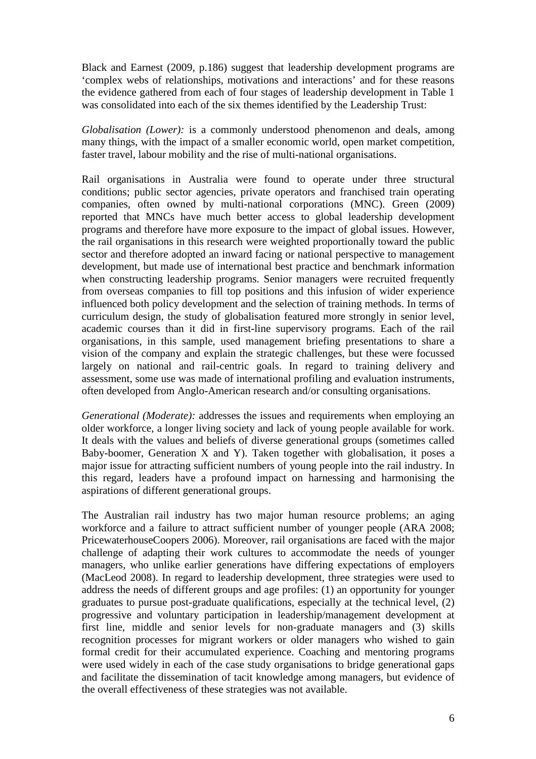Black and Earnest (2009, p.186) suggest that leadership development programs are 'complex webs of relationships, motivations and interactions' and for these reasons the evidence gathered from each of four stages of leadership development in Table 1 was consolidated into each of the six themes identified by the Leadership Trust:

*Globalisation (Lower):* is a commonly understood phenomenon and deals, among many things, with the impact of a smaller economic world, open market competition, faster travel, labour mobility and the rise of multi-national organisations.

Rail organisations in Australia were found to operate under three structural conditions; public sector agencies, private operators and franchised train operating companies, often owned by multi-national corporations (MNC). Green (2009) reported that MNCs have much better access to global leadership development programs and therefore have more exposure to the impact of global issues. However, the rail organisations in this research were weighted proportionally toward the public sector and therefore adopted an inward facing or national perspective to management development, but made use of international best practice and benchmark information when constructing leadership programs. Senior managers were recruited frequently from overseas companies to fill top positions and this infusion of wider experience influenced both policy development and the selection of training methods. In terms of curriculum design, the study of globalisation featured more strongly in senior level, academic courses than it did in first-line supervisory programs. Each of the rail organisations, in this sample, used management briefing presentations to share a vision of the company and explain the strategic challenges, but these were focussed largely on national and rail-centric goals. In regard to training delivery and assessment, some use was made of international profiling and evaluation instruments, often developed from Anglo-American research and/or consulting organisations.

*Generational (Moderate):* addresses the issues and requirements when employing an older workforce, a longer living society and lack of young people available for work. It deals with the values and beliefs of diverse generational groups (sometimes called Baby-boomer, Generation X and Y). Taken together with globalisation, it poses a major issue for attracting sufficient numbers of young people into the rail industry. In this regard, leaders have a profound impact on harnessing and harmonising the aspirations of different generational groups.

The Australian rail industry has two major human resource problems; an aging workforce and a failure to attract sufficient number of younger people (ARA 2008; PricewaterhouseCoopers 2006). Moreover, rail organisations are faced with the major challenge of adapting their work cultures to accommodate the needs of younger managers, who unlike earlier generations have differing expectations of employers (MacLeod 2008). In regard to leadership development, three strategies were used to address the needs of different groups and age profiles: (1) an opportunity for younger graduates to pursue post-graduate qualifications, especially at the technical level, (2) progressive and voluntary participation in leadership/management development at first line, middle and senior levels for non-graduate managers and (3) skills recognition processes for migrant workers or older managers who wished to gain formal credit for their accumulated experience. Coaching and mentoring programs were used widely in each of the case study organisations to bridge generational gaps and facilitate the dissemination of tacit knowledge among managers, but evidence of the overall effectiveness of these strategies was not available.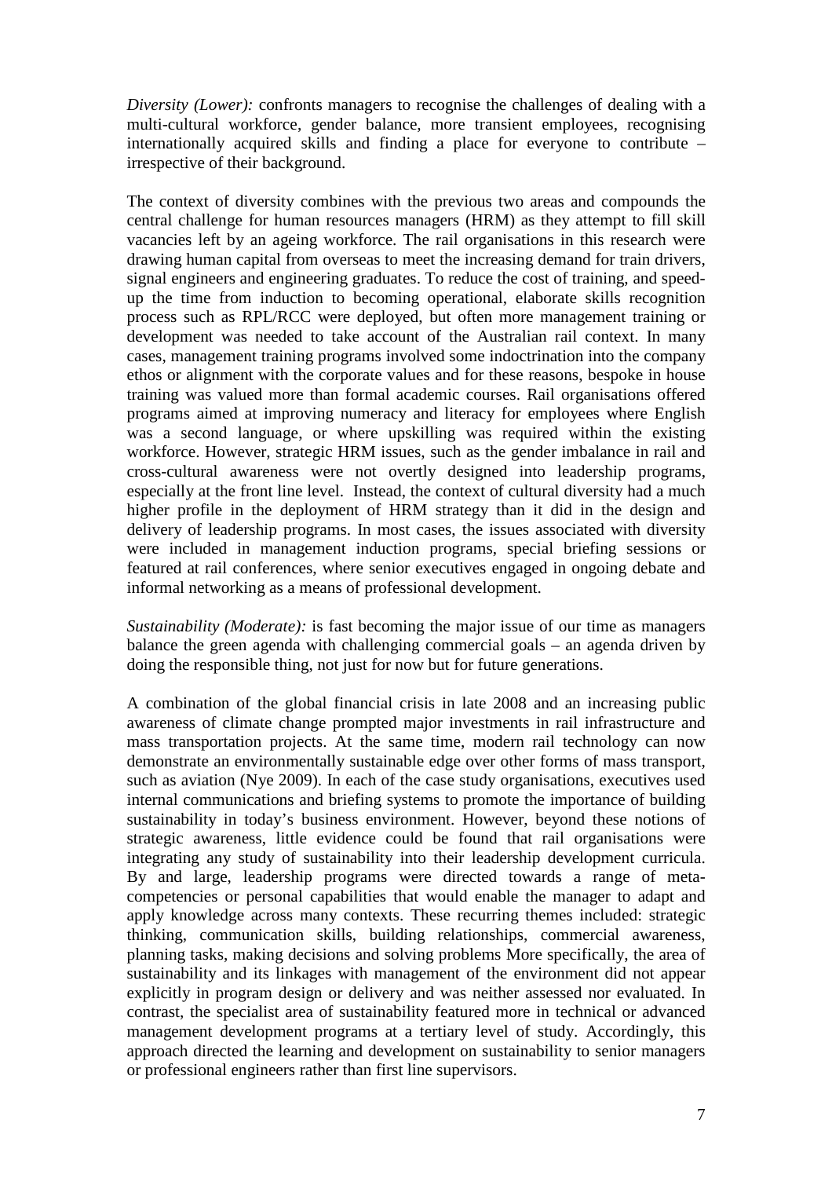*Diversity (Lower):* confronts managers to recognise the challenges of dealing with a multi-cultural workforce, gender balance, more transient employees, recognising internationally acquired skills and finding a place for everyone to contribute – irrespective of their background.

The context of diversity combines with the previous two areas and compounds the central challenge for human resources managers (HRM) as they attempt to fill skill vacancies left by an ageing workforce. The rail organisations in this research were drawing human capital from overseas to meet the increasing demand for train drivers, signal engineers and engineering graduates. To reduce the cost of training, and speed-up the time from induction to becoming operational, elaborate skills recognition process such as RPL/RCC were deployed, but often more management training or development was needed to take account of the Australian rail context. In many cases, management training programs involved some indoctrination into the company ethos or alignment with the corporate values and for these reasons, bespoke in house training was valued more than formal academic courses. Rail organisations offered programs aimed at improving numeracy and literacy for employees where English was a second language, or where upskilling was required within the existing workforce. However, strategic HRM issues, such as the gender imbalance in rail and cross-cultural awareness were not overtly designed into leadership programs, especially at the front line level. Instead, the context of cultural diversity had a much higher profile in the deployment of HRM strategy than it did in the design and delivery of leadership programs. In most cases, the issues associated with diversity were included in management induction programs, special briefing sessions or featured at rail conferences, where senior executives engaged in ongoing debate and informal networking as a means of professional development.

*Sustainability (Moderate):* is fast becoming the major issue of our time as managers balance the green agenda with challenging commercial goals – an agenda driven by doing the responsible thing, not just for now but for future generations.

A combination of the global financial crisis in late 2008 and an increasing public awareness of climate change prompted major investments in rail infrastructure and mass transportation projects. At the same time, modern rail technology can now demonstrate an environmentally sustainable edge over other forms of mass transport, such as aviation (Nye 2009). In each of the case study organisations, executives used internal communications and briefing systems to promote the importance of building sustainability in today's business environment. However, beyond these notions of strategic awareness, little evidence could be found that rail organisations were integrating any study of sustainability into their leadership development curricula. By and large, leadership programs were directed towards a range of meta-competencies or personal capabilities that would enable the manager to adapt and apply knowledge across many contexts. These recurring themes included: strategic thinking, communication skills, building relationships, commercial awareness, planning tasks, making decisions and solving problems More specifically, the area of sustainability and its linkages with management of the environment did not appear explicitly in program design or delivery and was neither assessed nor evaluated. In contrast, the specialist area of sustainability featured more in technical or advanced management development programs at a tertiary level of study. Accordingly, this approach directed the learning and development on sustainability to senior managers or professional engineers rather than first line supervisors.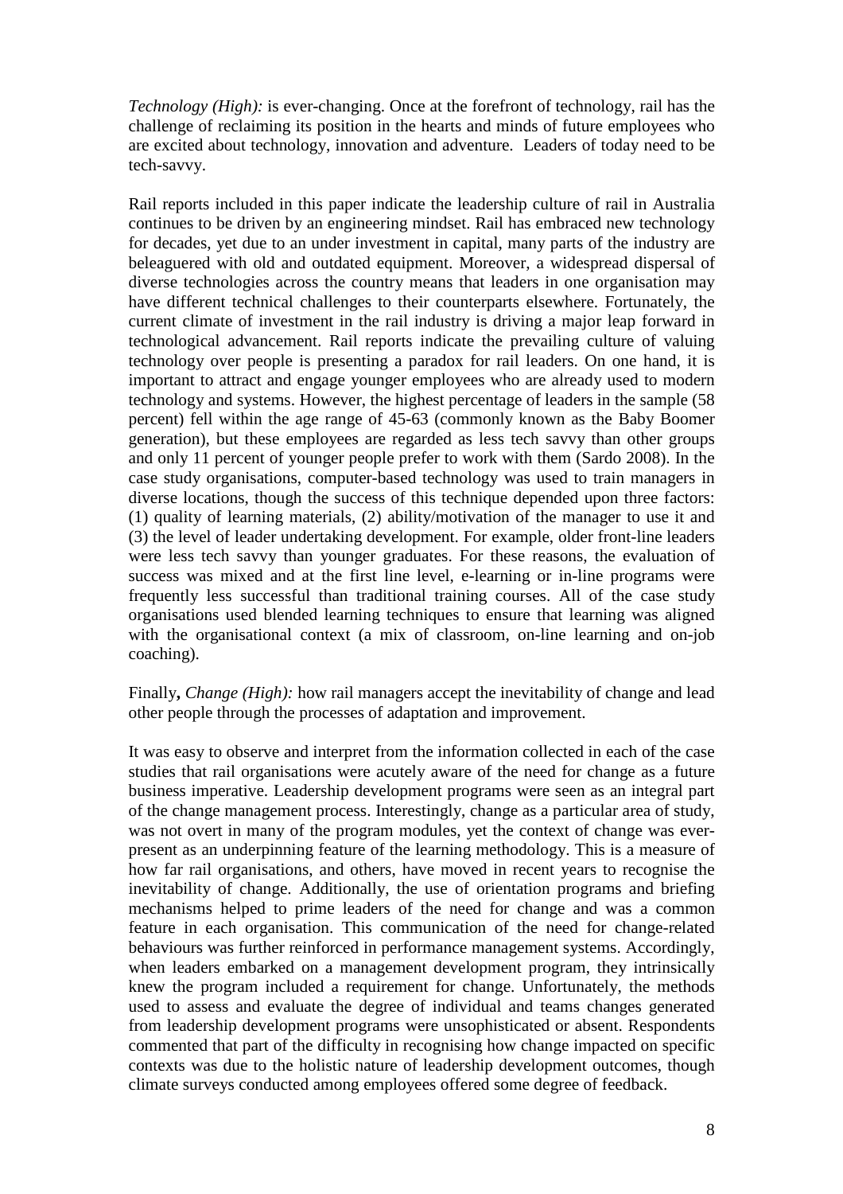*Technology (High):* is ever-changing. Once at the forefront of technology, rail has the challenge of reclaiming its position in the hearts and minds of future employees who are excited about technology, innovation and adventure. Leaders of today need to be tech-savvy.

Rail reports included in this paper indicate the leadership culture of rail in Australia continues to be driven by an engineering mindset. Rail has embraced new technology for decades, yet due to an under investment in capital, many parts of the industry are beleaguered with old and outdated equipment. Moreover, a widespread dispersal of diverse technologies across the country means that leaders in one organisation may have different technical challenges to their counterparts elsewhere. Fortunately, the current climate of investment in the rail industry is driving a major leap forward in technological advancement. Rail reports indicate the prevailing culture of valuing technology over people is presenting a paradox for rail leaders. On one hand, it is important to attract and engage younger employees who are already used to modern technology and systems. However, the highest percentage of leaders in the sample (58 percent) fell within the age range of 45-63 (commonly known as the Baby Boomer generation), but these employees are regarded as less tech savvy than other groups and only 11 percent of younger people prefer to work with them (Sardo 2008). In the case study organisations, computer-based technology was used to train managers in diverse locations, though the success of this technique depended upon three factors: (1) quality of learning materials, (2) ability/motivation of the manager to use it and (3) the level of leader undertaking development. For example, older front-line leaders were less tech savvy than younger graduates. For these reasons, the evaluation of success was mixed and at the first line level, e-learning or in-line programs were frequently less successful than traditional training courses. All of the case study organisations used blended learning techniques to ensure that learning was aligned with the organisational context (a mix of classroom, on-line learning and on-job coaching).

Finally**,** *Change (High):* how rail managers accept the inevitability of change and lead other people through the processes of adaptation and improvement.

It was easy to observe and interpret from the information collected in each of the case studies that rail organisations were acutely aware of the need for change as a future business imperative. Leadership development programs were seen as an integral part of the change management process. Interestingly, change as a particular area of study, was not overt in many of the program modules, yet the context of change was ever-present as an underpinning feature of the learning methodology. This is a measure of how far rail organisations, and others, have moved in recent years to recognise the inevitability of change. Additionally, the use of orientation programs and briefing mechanisms helped to prime leaders of the need for change and was a common feature in each organisation. This communication of the need for change-related behaviours was further reinforced in performance management systems. Accordingly, when leaders embarked on a management development program, they intrinsically knew the program included a requirement for change. Unfortunately, the methods used to assess and evaluate the degree of individual and teams changes generated from leadership development programs were unsophisticated or absent. Respondents commented that part of the difficulty in recognising how change impacted on specific contexts was due to the holistic nature of leadership development outcomes, though climate surveys conducted among employees offered some degree of feedback.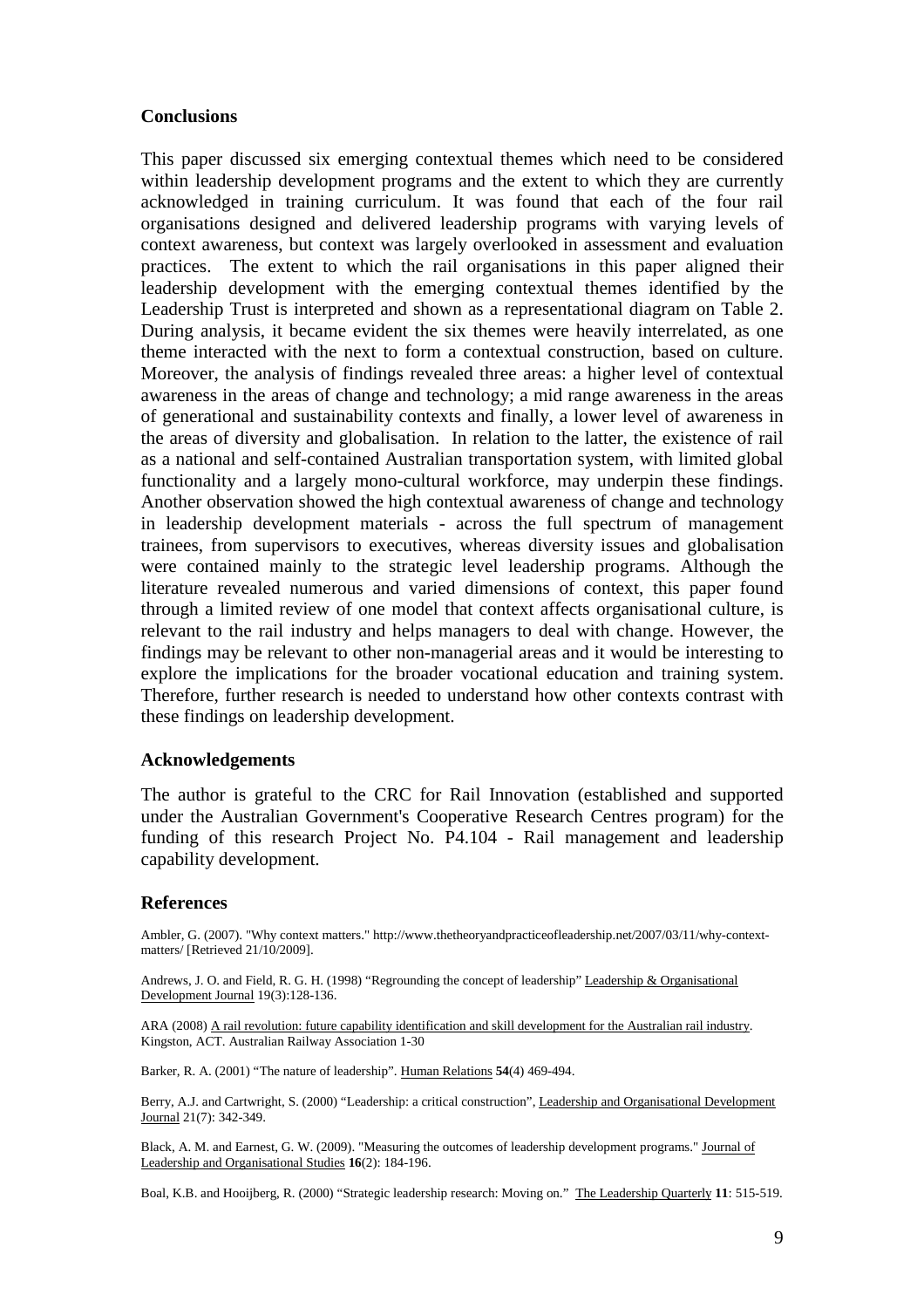## Conclusions

This paper discussed six emerging contextual themes which need to be considered within leadership development programs and the extent to which they are currently acknowledged in training curriculum. It was found that each of the four rail organisations designed and delivered leadership programs with varying levels of context awareness, but context was largely overlooked in assessment and evaluation practices. The extent to which the rail organisations in this paper aligned their leadership development with the emerging contextual themes identified by the Leadership Trust is interpreted and shown as a representational diagram on Table 2. During analysis, it became evident the six themes were heavily interrelated, as one theme interacted with the next to form a contextual construction, based on culture. Moreover, the analysis of findings revealed three areas: a higher level of contextual awareness in the areas of change and technology; a mid range awareness in the areas of generational and sustainability contexts and finally, a lower level of awareness in the areas of diversity and globalisation. In relation to the latter, the existence of rail as a national and self-contained Australian transportation system, with limited global functionality and a largely mono-cultural workforce, may underpin these findings. Another observation showed the high contextual awareness of change and technology in leadership development materials - across the full spectrum of management trainees, from supervisors to executives, whereas diversity issues and globalisation were contained mainly to the strategic level leadership programs. Although the literature revealed numerous and varied dimensions of context, this paper found through a limited review of one model that context affects organisational culture, is relevant to the rail industry and helps managers to deal with change. However, the findings may be relevant to other non-managerial areas and it would be interesting to explore the implications for the broader vocational education and training system. Therefore, further research is needed to understand how other contexts contrast with these findings on leadership development.

## Acknowledgements

The author is grateful to the CRC for Rail Innovation (established and supported under the Australian Government's Cooperative Research Centres program) for the funding of this research Project No. P4.104 - Rail management and leadership capability development.

## References

Ambler, G. (2007). "Why context matters." http://www.thetheoryandpracticeofleadership.net/2007/03/11/why-context-matters/ [Retrieved 21/10/2009].

Andrews, J. O. and Field, R. G. H. (1998) "Regrounding the concept of leadership" Leadership & Organisational Development Journal 19(3):128-136.

ARA (2008) A rail revolution: future capability identification and skill development for the Australian rail industry. Kingston, ACT. Australian Railway Association 1-30

Barker, R. A. (2001) "The nature of leadership". Human Relations **54**(4) 469-494.

Berry, A.J. and Cartwright, S. (2000) "Leadership: a critical construction", Leadership and Organisational Development Journal 21(7): 342-349.

Black, A. M. and Earnest, G. W. (2009). "Measuring the outcomes of leadership development programs." Journal of Leadership and Organisational Studies **16**(2): 184-196.

Boal, K.B. and Hooijberg, R. (2000) "Strategic leadership research: Moving on." The Leadership Quarterly **11**: 515-519.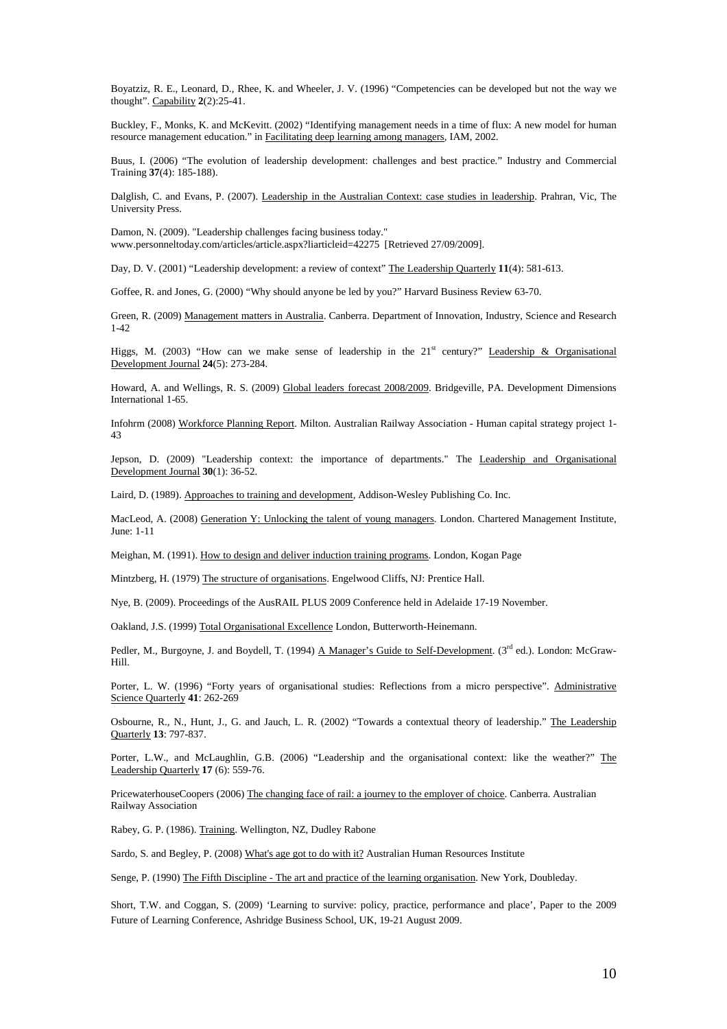Boyatziz, R. E., Leonard, D., Rhee, K. and Wheeler, J. V. (1996) "Competencies can be developed but not the way we thought". Capability **2**(2):25-41.

Buckley, F., Monks, K. and McKevitt. (2002) "Identifying management needs in a time of flux: A new model for human resource management education." in Facilitating deep learning among managers, IAM, 2002.

Buus, I. (2006) "The evolution of leadership development: challenges and best practice." Industry and Commercial Training **37**(4): 185-188).

Dalglish, C. and Evans, P. (2007). Leadership in the Australian Context: case studies in leadership. Prahran, Vic, The University Press.

Damon, N. (2009). "Leadership challenges facing business today." www.personneltoday.com/articles/article.aspx?liarticleid=42275 [Retrieved 27/09/2009].

Day, D. V. (2001) "Leadership development: a review of context" The Leadership Quarterly **11**(4): 581-613.

Goffee, R. and Jones, G. (2000) "Why should anyone be led by you?" Harvard Business Review 63-70.

Green, R. (2009) Management matters in Australia. Canberra. Department of Innovation, Industry, Science and Research 1-42

Higgs, M. (2003) "How can we make sense of leadership in the 21st century?" Leadership & Organisational Development Journal **24**(5): 273-284.

Howard, A. and Wellings, R. S. (2009) Global leaders forecast 2008/2009. Bridgeville, PA. Development Dimensions International 1-65.

Infohrm (2008) Workforce Planning Report. Milton. Australian Railway Association - Human capital strategy project 1-43

Jepson, D. (2009) "Leadership context: the importance of departments." The Leadership and Organisational Development Journal **30**(1): 36-52.

Laird, D. (1989). Approaches to training and development, Addison-Wesley Publishing Co. Inc.

MacLeod, A. (2008) Generation Y: Unlocking the talent of young managers. London. Chartered Management Institute, June: 1-11

Meighan, M. (1991). How to design and deliver induction training programs. London, Kogan Page

Mintzberg, H. (1979) The structure of organisations. Engelwood Cliffs, NJ: Prentice Hall.

Nye, B. (2009). Proceedings of the AusRAIL PLUS 2009 Conference held in Adelaide 17-19 November.

Oakland, J.S. (1999) Total Organisational Excellence London, Butterworth-Heinemann.

Pedler, M., Burgoyne, J. and Boydell, T. (1994) A Manager's Guide to Self-Development. (3rd ed.). London: McGraw-Hill.

Porter, L. W. (1996) "Forty years of organisational studies: Reflections from a micro perspective". Administrative Science Quarterly **41**: 262-269

Osbourne, R., N., Hunt, J., G. and Jauch, L. R. (2002) "Towards a contextual theory of leadership." The Leadership Quarterly **13**: 797-837.

Porter, L.W., and McLaughlin, G.B. (2006) "Leadership and the organisational context: like the weather?" The Leadership Quarterly **17** (6): 559-76.

PricewaterhouseCoopers (2006) The changing face of rail: a journey to the employer of choice. Canberra. Australian Railway Association

Rabey, G. P. (1986). Training. Wellington, NZ, Dudley Rabone

Sardo, S. and Begley, P. (2008) What's age got to do with it? Australian Human Resources Institute

Senge, P. (1990) The Fifth Discipline - The art and practice of the learning organisation. New York, Doubleday.

Short, T.W. and Coggan, S. (2009) 'Learning to survive: policy, practice, performance and place', Paper to the 2009 Future of Learning Conference, Ashridge Business School, UK, 19-21 August 2009.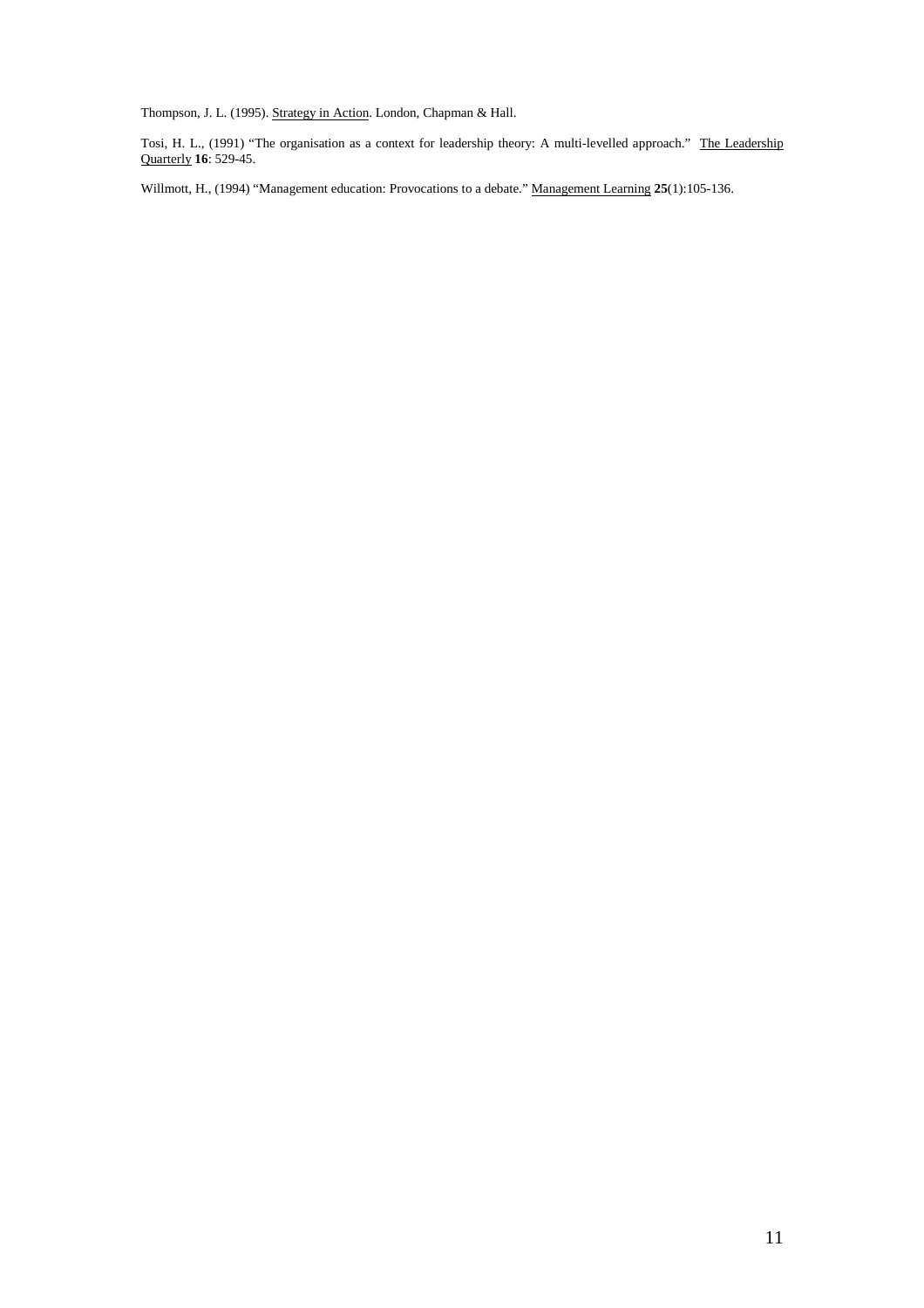Thompson, J. L. (1995). Strategy in Action. London, Chapman & Hall.

Tosi, H. L., (1991) "The organisation as a context for leadership theory: A multi-levelled approach." The Leadership Quarterly **16**: 529-45.

Willmott, H., (1994) "Management education: Provocations to a debate." Management Learning **25**(1):105-136.